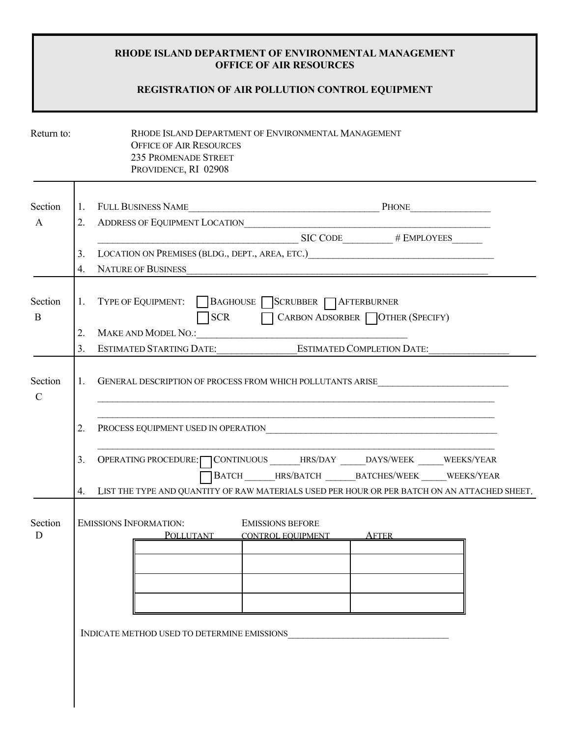# RHODE ISLAND DEPARTMENT OF ENVIRONMENTAL MANAGEMENT
## OFFICE OF AIR RESOURCES

## REGISTRATION OF AIR POLLUTION CONTROL EQUIPMENT

Return to:

RHODE ISLAND DEPARTMENT OF ENVIRONMENTAL MANAGEMENT
OFFICE OF AIR RESOURCES
235 PROMENADE STREET
PROVIDENCE, RI 02908

---

**Section A**

1. FULL BUSINESS NAME_______________________________________ PHONE________________
2. ADDRESS OF EQUIPMENT LOCATION_______________________________________________
   _______________________________________ SIC CODE__________ # EMPLOYEES______
3. LOCATION ON PREMISES (BLDG., DEPT., AREA, ETC.)______________________________________
4. NATURE OF BUSINESS______________________________________________________________

---

**Section B**

1. TYPE OF EQUIPMENT: ☐ BAGHOUSE ☐ SCRUBBER ☐ AFTERBURNER
   ☐ SCR ☐ CARBON ADSORBER ☐ OTHER (SPECIFY)
2. MAKE AND MODEL NO.:____________________________________________
3. ESTIMATED STARTING DATE:________________ ESTIMATED COMPLETION DATE:________________

---

**Section C**

1. GENERAL DESCRIPTION OF PROCESS FROM WHICH POLLUTANTS ARISE___________________________
   _____________________________________________________________________________________
   _____________________________________________________________________________________
2. PROCESS EQUIPMENT USED IN OPERATION_______________________________________________
   _____________________________________________________________________________________
3. OPERATING PROCEDURE: ☐ CONTINUOUS ______HRS/DAY _____DAYS/WEEK _____WEEKS/YEAR
   ☐ BATCH ______HRS/BATCH ______BATCHES/WEEK _____WEEKS/YEAR
4. LIST THE TYPE AND QUANTITY OF RAW MATERIALS USED PER HOUR OR PER BATCH ON AN ATTACHED SHEET.

---

**Section D**

EMISSIONS INFORMATION:

| POLLUTANT | EMISSIONS BEFORE CONTROL EQUIPMENT | AFTER |
|---|---|---|
| | | |
| | | |
| | | |
| | | |

INDICATE METHOD USED TO DETERMINE EMISSIONS__________________________________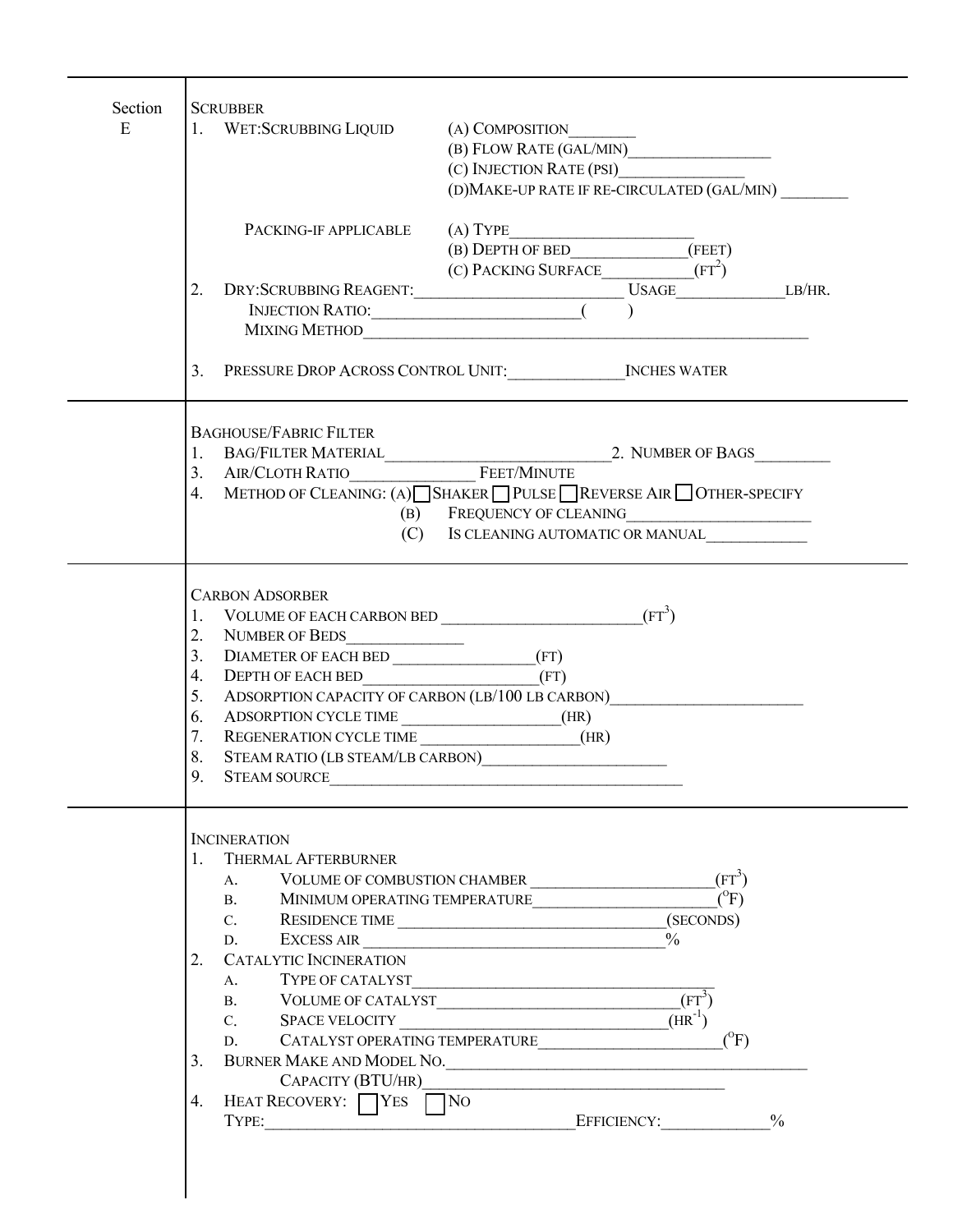## Section E

### SCRUBBER

1. WET:SCRUBBING LIQUID
   - (A) COMPOSITION________
   - (B) FLOW RATE (GAL/MIN)_________________
   - (C) INJECTION RATE (PSI)_______________
   - (D) MAKE-UP RATE IF RE-CIRCULATED (GAL/MIN) ________

   PACKING-IF APPLICABLE
   - (A) TYPE______________________
   - (B) DEPTH OF BED______________(FEET)
   - (C) PACKING SURFACE___________($FT^2$)
2. DRY:SCRUBBING REAGENT:_________________________ USAGE_____________LB/HR.
   INJECTION RATIO:_________________________(        )
   MIXING METHOD_______________________________________________________
3. PRESSURE DROP ACROSS CONTROL UNIT:______________INCHES WATER

### BAGHOUSE/FABRIC FILTER

1. BAG/FILTER MATERIAL___________________________ 2. NUMBER OF BAGS_________
3. AIR/CLOTH RATIO_______________ FEET/MINUTE
4. METHOD OF CLEANING: (A) ☐ SHAKER ☐ PULSE ☐ REVERSE AIR ☐ OTHER-SPECIFY
   - (B) FREQUENCY OF CLEANING______________________
   - (C) IS CLEANING AUTOMATIC OR MANUAL____________

### CARBON ADSORBER

1. VOLUME OF EACH CARBON BED ________________________($FT^3$)
2. NUMBER OF BEDS______________
3. DIAMETER OF EACH BED _________________(FT)
4. DEPTH OF EACH BED_____________________(FT)
5. ADSORPTION CAPACITY OF CARBON (LB/100 LB CARBON)_______________________
6. ADSORPTION CYCLE TIME ___________________(HR)
7. REGENERATION CYCLE TIME ___________________(HR)
8. STEAM RATIO (LB STEAM/LB CARBON)______________________
9. STEAM SOURCE___________________________________________

### INCINERATION

1. THERMAL AFTERBURNER
   - A. VOLUME OF COMBUSTION CHAMBER ______________________($FT^3$)
   - B. MINIMUM OPERATING TEMPERATURE______________________(°F)
   - C. RESIDENCE TIME ________________________________(SECONDS)
   - D. EXCESS AIR ____________________________________%
2. CATALYTIC INCINERATION
   - A. TYPE OF CATALYST____________________________________
   - B. VOLUME OF CATALYST______________________________($FT^3$)
   - C. SPACE VELOCITY ________________________________($HR^{-1}$)
   - D. CATALYST OPERATING TEMPERATURE______________________(°F)
3. BURNER MAKE AND MODEL NO.__________________________________________
   CAPACITY (BTU/HR)___________________________________
4. HEAT RECOVERY: ☐ YES ☐ NO
   TYPE:_____________________________________ EFFICIENCY:_____________%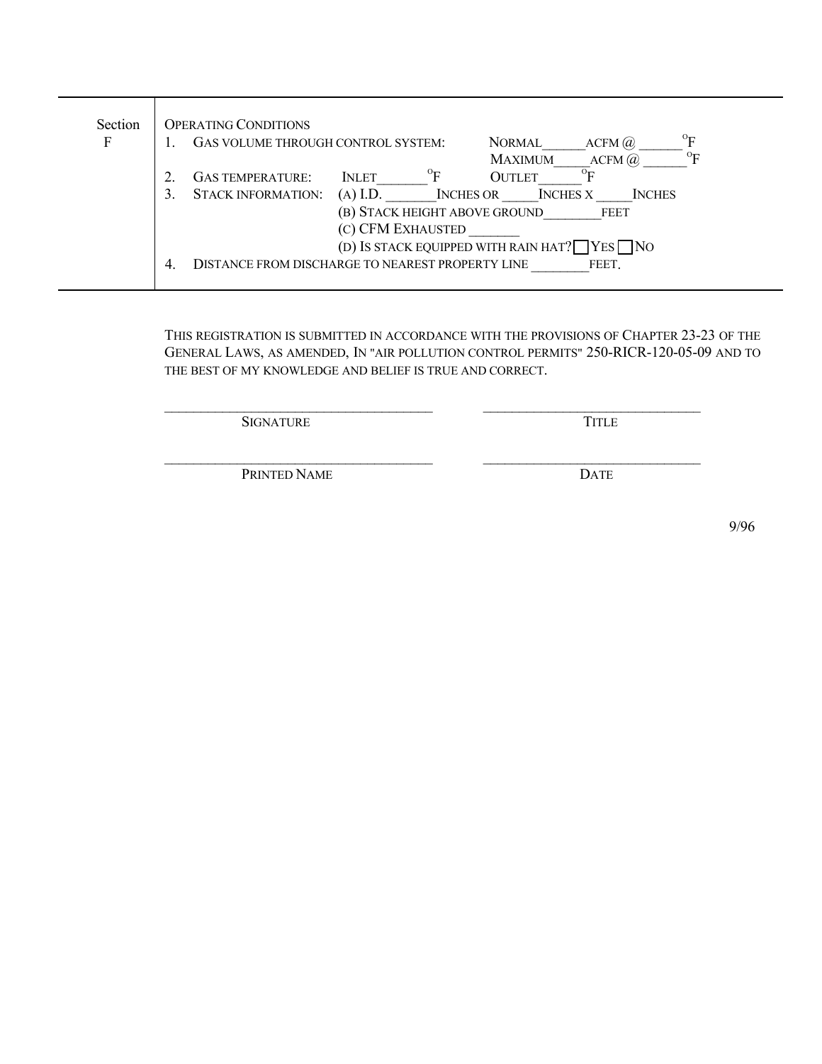| Section F | OPERATING CONDITIONS |
|---|---|
| | 1. GAS VOLUME THROUGH CONTROL SYSTEM: NORMAL______ACFM @ ______ $^{o}$F |
| | MAXIMUM_____ACFM @ ______ $^{o}$F |
| | 2. GAS TEMPERATURE: INLET_______ $^{o}$F OUTLET______ $^{o}$F |
| | 3. STACK INFORMATION: (A) I.D. _______INCHES OR _____INCHES X _____INCHES |
| | (B) STACK HEIGHT ABOVE GROUND________FEET |
| | (C) CFM EXHAUSTED _______ |
| | (D) IS STACK EQUIPPED WITH RAIN HAT? ☐ YES ☐ NO |
| | 4. DISTANCE FROM DISCHARGE TO NEAREST PROPERTY LINE ________FEET. |

THIS REGISTRATION IS SUBMITTED IN ACCORDANCE WITH THE PROVISIONS OF CHAPTER 23-23 OF THE GENERAL LAWS, AS AMENDED, IN "AIR POLLUTION CONTROL PERMITS" 250-RICR-120-05-09 AND TO THE BEST OF MY KNOWLEDGE AND BELIEF IS TRUE AND CORRECT.

_____________________________________ SIGNATURE

_____________________________________ TITLE

_____________________________________ PRINTED NAME

_____________________________________ DATE

9/96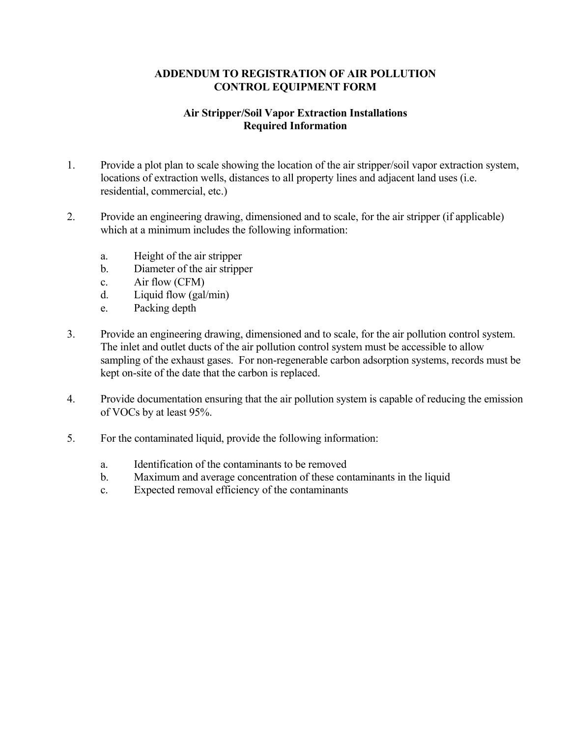# ADDENDUM TO REGISTRATION OF AIR POLLUTION CONTROL EQUIPMENT FORM

## Air Stripper/Soil Vapor Extraction Installations Required Information

1. Provide a plot plan to scale showing the location of the air stripper/soil vapor extraction system, locations of extraction wells, distances to all property lines and adjacent land uses (i.e. residential, commercial, etc.)

2. Provide an engineering drawing, dimensioned and to scale, for the air stripper (if applicable) which at a minimum includes the following information:

   a. Height of the air stripper
   b. Diameter of the air stripper
   c. Air flow (CFM)
   d. Liquid flow (gal/min)
   e. Packing depth

3. Provide an engineering drawing, dimensioned and to scale, for the air pollution control system. The inlet and outlet ducts of the air pollution control system must be accessible to allow sampling of the exhaust gases. For non-regenerable carbon adsorption systems, records must be kept on-site of the date that the carbon is replaced.

4. Provide documentation ensuring that the air pollution system is capable of reducing the emission of VOCs by at least 95%.

5. For the contaminated liquid, provide the following information:

   a. Identification of the contaminants to be removed
   b. Maximum and average concentration of these contaminants in the liquid
   c. Expected removal efficiency of the contaminants